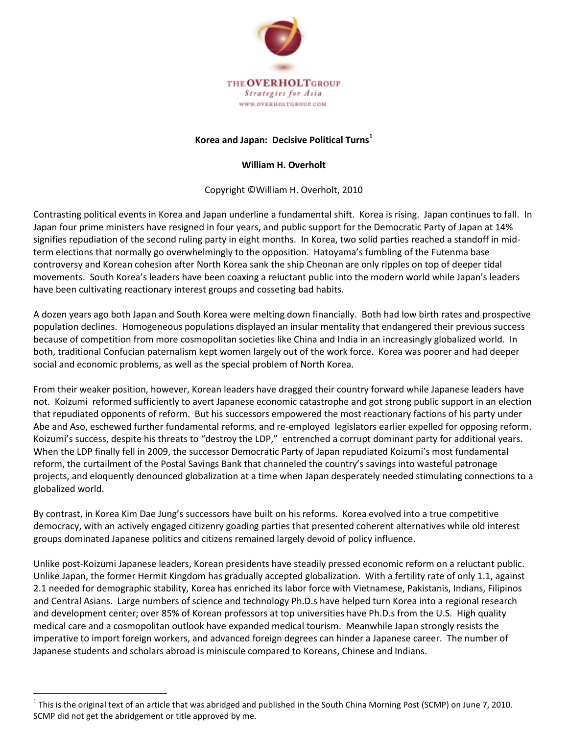THE OVERHOLT GROUP

*Strategies for Asia*

WWW.OVERHOLTGROUP.COM

# Korea and Japan: Decisive Political Turns[1]

**William H. Overholt**

Copyright ©William H. Overholt, 2010

Contrasting political events in Korea and Japan underline a fundamental shift. Korea is rising. Japan continues to fall. In Japan four prime ministers have resigned in four years, and public support for the Democratic Party of Japan at 14% signifies repudiation of the second ruling party in eight months. In Korea, two solid parties reached a standoff in mid-term elections that normally go overwhelmingly to the opposition. Hatoyama's fumbling of the Futenma base controversy and Korean cohesion after North Korea sank the ship Cheonan are only ripples on top of deeper tidal movements. South Korea's leaders have been coaxing a reluctant public into the modern world while Japan's leaders have been cultivating reactionary interest groups and cosseting bad habits.

A dozen years ago both Japan and South Korea were melting down financially. Both had low birth rates and prospective population declines. Homogeneous populations displayed an insular mentality that endangered their previous success because of competition from more cosmopolitan societies like China and India in an increasingly globalized world. In both, traditional Confucian paternalism kept women largely out of the work force. Korea was poorer and had deeper social and economic problems, as well as the special problem of North Korea.

From their weaker position, however, Korean leaders have dragged their country forward while Japanese leaders have not. Koizumi reformed sufficiently to avert Japanese economic catastrophe and got strong public support in an election that repudiated opponents of reform. But his successors empowered the most reactionary factions of his party under Abe and Aso, eschewed further fundamental reforms, and re-employed legislators earlier expelled for opposing reform. Koizumi's success, despite his threats to "destroy the LDP," entrenched a corrupt dominant party for additional years. When the LDP finally fell in 2009, the successor Democratic Party of Japan repudiated Koizumi's most fundamental reform, the curtailment of the Postal Savings Bank that channeled the country's savings into wasteful patronage projects, and eloquently denounced globalization at a time when Japan desperately needed stimulating connections to a globalized world.

By contrast, in Korea Kim Dae Jung's successors have built on his reforms. Korea evolved into a true competitive democracy, with an actively engaged citizenry goading parties that presented coherent alternatives while old interest groups dominated Japanese politics and citizens remained largely devoid of policy influence.

Unlike post-Koizumi Japanese leaders, Korean presidents have steadily pressed economic reform on a reluctant public. Unlike Japan, the former Hermit Kingdom has gradually accepted globalization. With a fertility rate of only 1.1, against 2.1 needed for demographic stability, Korea has enriched its labor force with Vietnamese, Pakistanis, Indians, Filipinos and Central Asians. Large numbers of science and technology Ph.D.s have helped turn Korea into a regional research and development center; over 85% of Korean professors at top universities have Ph.D.s from the U.S. High quality medical care and a cosmopolitan outlook have expanded medical tourism. Meanwhile Japan strongly resists the imperative to import foreign workers, and advanced foreign degrees can hinder a Japanese career. The number of Japanese students and scholars abroad is miniscule compared to Koreans, Chinese and Indians.

---

[1] This is the original text of an article that was abridged and published in the South China Morning Post (SCMP) on June 7, 2010. SCMP did not get the abridgement or title approved by me.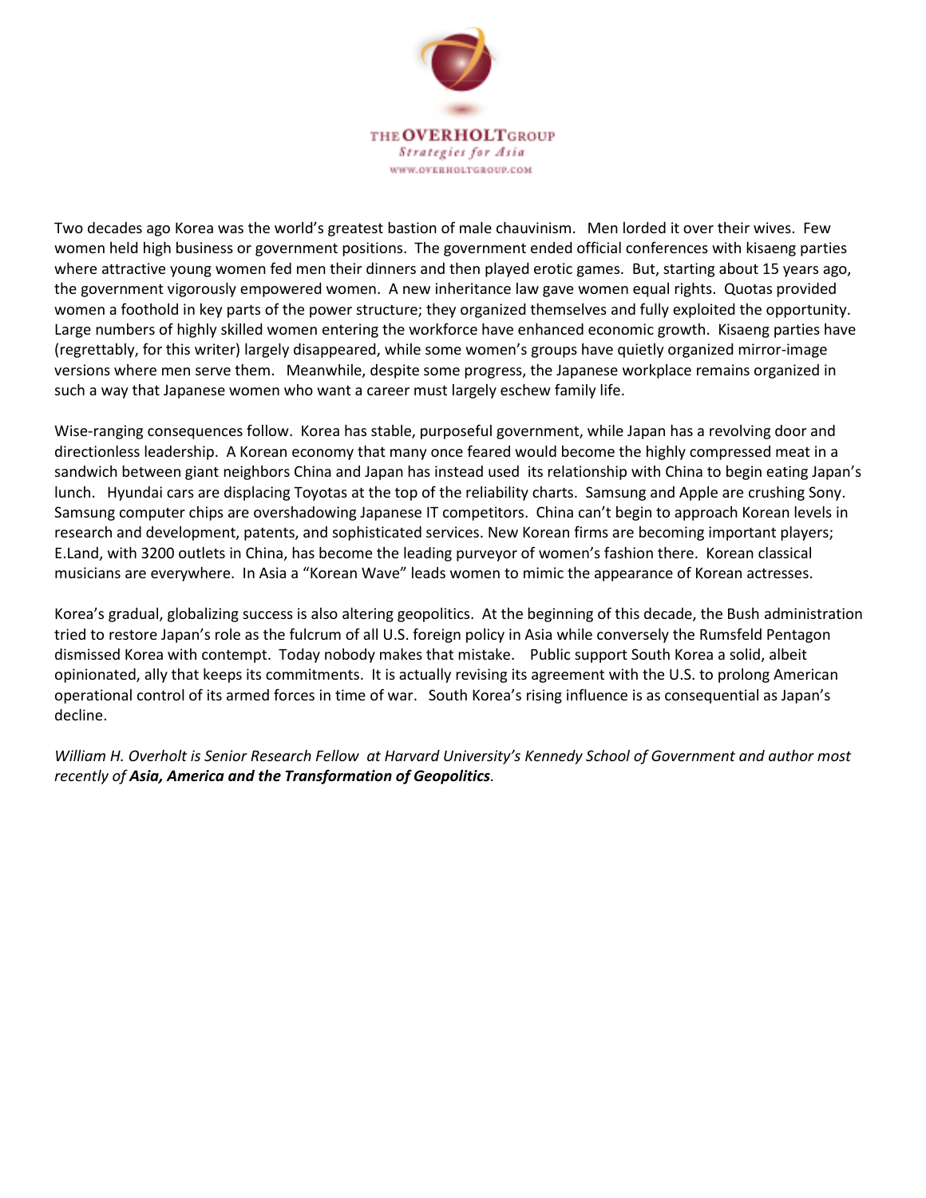THE OVERHOLT GROUP
*Strategies for Asia*
WWW.OVERHOLTGROUP.COM

Two decades ago Korea was the world's greatest bastion of male chauvinism. Men lorded it over their wives. Few women held high business or government positions. The government ended official conferences with kisaeng parties where attractive young women fed men their dinners and then played erotic games. But, starting about 15 years ago, the government vigorously empowered women. A new inheritance law gave women equal rights. Quotas provided women a foothold in key parts of the power structure; they organized themselves and fully exploited the opportunity. Large numbers of highly skilled women entering the workforce have enhanced economic growth. Kisaeng parties have (regrettably, for this writer) largely disappeared, while some women's groups have quietly organized mirror-image versions where men serve them. Meanwhile, despite some progress, the Japanese workplace remains organized in such a way that Japanese women who want a career must largely eschew family life.

Wise-ranging consequences follow. Korea has stable, purposeful government, while Japan has a revolving door and directionless leadership. A Korean economy that many once feared would become the highly compressed meat in a sandwich between giant neighbors China and Japan has instead used its relationship with China to begin eating Japan's lunch. Hyundai cars are displacing Toyotas at the top of the reliability charts. Samsung and Apple are crushing Sony. Samsung computer chips are overshadowing Japanese IT competitors. China can't begin to approach Korean levels in research and development, patents, and sophisticated services. New Korean firms are becoming important players; E.Land, with 3200 outlets in China, has become the leading purveyor of women's fashion there. Korean classical musicians are everywhere. In Asia a "Korean Wave" leads women to mimic the appearance of Korean actresses.

Korea's gradual, globalizing success is also altering geopolitics. At the beginning of this decade, the Bush administration tried to restore Japan's role as the fulcrum of all U.S. foreign policy in Asia while conversely the Rumsfeld Pentagon dismissed Korea with contempt. Today nobody makes that mistake. Public support South Korea a solid, albeit opinionated, ally that keeps its commitments. It is actually revising its agreement with the U.S. to prolong American operational control of its armed forces in time of war. South Korea's rising influence is as consequential as Japan's decline.

*William H. Overholt is Senior Research Fellow at Harvard University's Kennedy School of Government and author most recently of* ***Asia, America and the Transformation of Geopolitics****.*